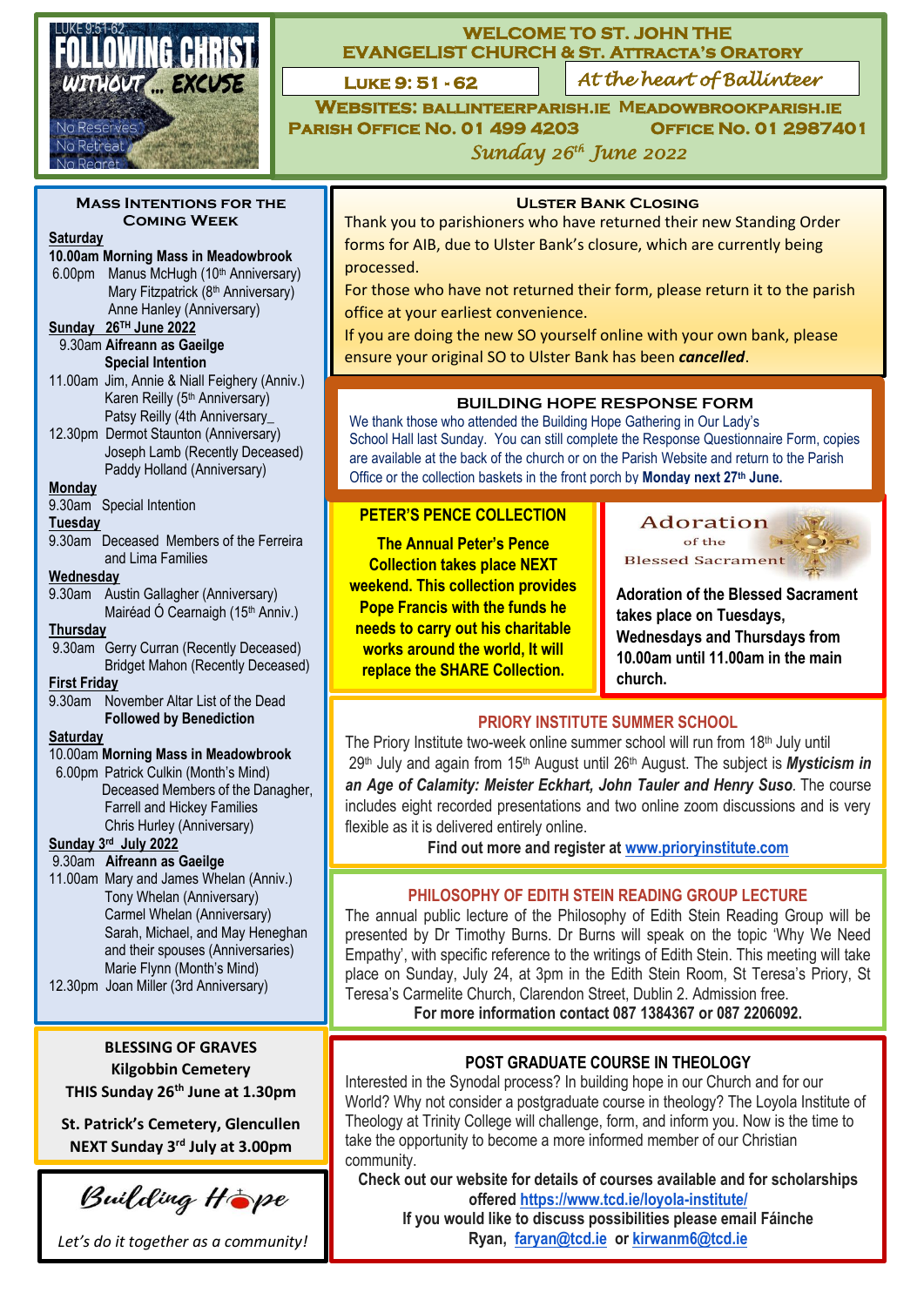LUKE 9:51-62

# FOLLOWING CHRIST WITHOUT ... EXCUSE

No Reserves
No Retreat
No Regret

## WELCOME TO ST. JOHN THE EVANGELIST CHURCH & ST. ATTRACTA'S ORATORY

**LUKE 9: 51 - 62**

*At the heart of Ballinteer*

**WEBSITES: BALLINTEERPARISH.IE MEADOWBROOKPARISH.IE**

**PARISH OFFICE NO. 01 499 4203 OFFICE NO. 01 2987401**

*Sunday 26th June 2022*

### MASS INTENTIONS FOR THE COMING WEEK

**Saturday**

**10.00am Morning Mass in Meadowbrook**

6.00pm Manus McHugh (10th Anniversary)
Mary Fitzpatrick (8th Anniversary)
Anne Hanley (Anniversary)

**Sunday 26TH June 2022**

9.30am **Aifreann as Gaeilge**
**Special Intention**

11.00am Jim, Annie & Niall Feighery (Anniv.)
Karen Reilly (5th Anniversary)
Patsy Reilly (4th Anniversary_

12.30pm Dermot Staunton (Anniversary)
Joseph Lamb (Recently Deceased)
Paddy Holland (Anniversary)

**Monday**

9.30am Special Intention

**Tuesday**

9.30am Deceased Members of the Ferreira and Lima Families

**Wednesday**

9.30am Austin Gallagher (Anniversary)
Mairéad Ó Cearnaigh (15th Anniv.)

**Thursday**

9.30am Gerry Curran (Recently Deceased)
Bridget Mahon (Recently Deceased)

**First Friday**

9.30am November Altar List of the Dead
**Followed by Benediction**

**Saturday**

10.00am **Morning Mass in Meadowbrook**

6.00pm Patrick Culkin (Month's Mind)
Deceased Members of the Danagher, Farrell and Hickey Families
Chris Hurley (Anniversary)

**Sunday 3rd July 2022**

9.30am **Aifreann as Gaeilge**

11.00am Mary and James Whelan (Anniv.)
Tony Whelan (Anniversary)
Carmel Whelan (Anniversary)
Sarah, Michael, and May Heneghan and their spouses (Anniversaries)
Marie Flynn (Month's Mind)

12.30pm Joan Miller (3rd Anniversary)

### BLESSING OF GRAVES

**Kilgobbin Cemetery**
**THIS Sunday 26th June at 1.30pm**

**St. Patrick's Cemetery, Glencullen**
**NEXT Sunday 3rd July at 3.00pm**

*Building Hope*

*Let's do it together as a community!*

### ULSTER BANK CLOSING

Thank you to parishioners who have returned their new Standing Order forms for AIB, due to Ulster Bank's closure, which are currently being processed.

For those who have not returned their form, please return it to the parish office at your earliest convenience.

If you are doing the new SO yourself online with your own bank, please ensure your original SO to Ulster Bank has been ***cancelled***.

### BUILDING HOPE RESPONSE FORM

We thank those who attended the Building Hope Gathering in Our Lady's School Hall last Sunday. You can still complete the Response Questionnaire Form, copies are available at the back of the church or on the Parish Website and return to the Parish Office or the collection baskets in the front porch by **Monday next 27th June.**

### PETER'S PENCE COLLECTION

**The Annual Peter's Pence Collection takes place NEXT weekend. This collection provides Pope Francis with the funds he needs to carry out his charitable works around the world, It will replace the SHARE Collection.**

### Adoration of the Blessed Sacrament

**Adoration of the Blessed Sacrament takes place on Tuesdays, Wednesdays and Thursdays from 10.00am until 11.00am in the main church.**

### PRIORY INSTITUTE SUMMER SCHOOL

The Priory Institute two-week online summer school will run from 18th July until 29th July and again from 15th August until 26th August. The subject is ***Mysticism in an Age of Calamity: Meister Eckhart, John Tauler and Henry Suso***. The course includes eight recorded presentations and two online zoom discussions and is very flexible as it is delivered entirely online.

**Find out more and register at www.prioryinstitute.com**

### PHILOSOPHY OF EDITH STEIN READING GROUP LECTURE

The annual public lecture of the Philosophy of Edith Stein Reading Group will be presented by Dr Timothy Burns. Dr Burns will speak on the topic 'Why We Need Empathy', with specific reference to the writings of Edith Stein. This meeting will take place on Sunday, July 24, at 3pm in the Edith Stein Room, St Teresa's Priory, St Teresa's Carmelite Church, Clarendon Street, Dublin 2. Admission free.

**For more information contact 087 1384367 or 087 2206092.**

### POST GRADUATE COURSE IN THEOLOGY

Interested in the Synodal process? In building hope in our Church and for our World? Why not consider a postgraduate course in theology? The Loyola Institute of Theology at Trinity College will challenge, form, and inform you. Now is the time to take the opportunity to become a more informed member of our Christian community.

**Check out our website for details of courses available and for scholarships offered https://www.tcd.ie/loyola-institute/**

**If you would like to discuss possibilities please email Fáinche Ryan, faryan@tcd.ie or kirwanm6@tcd.ie**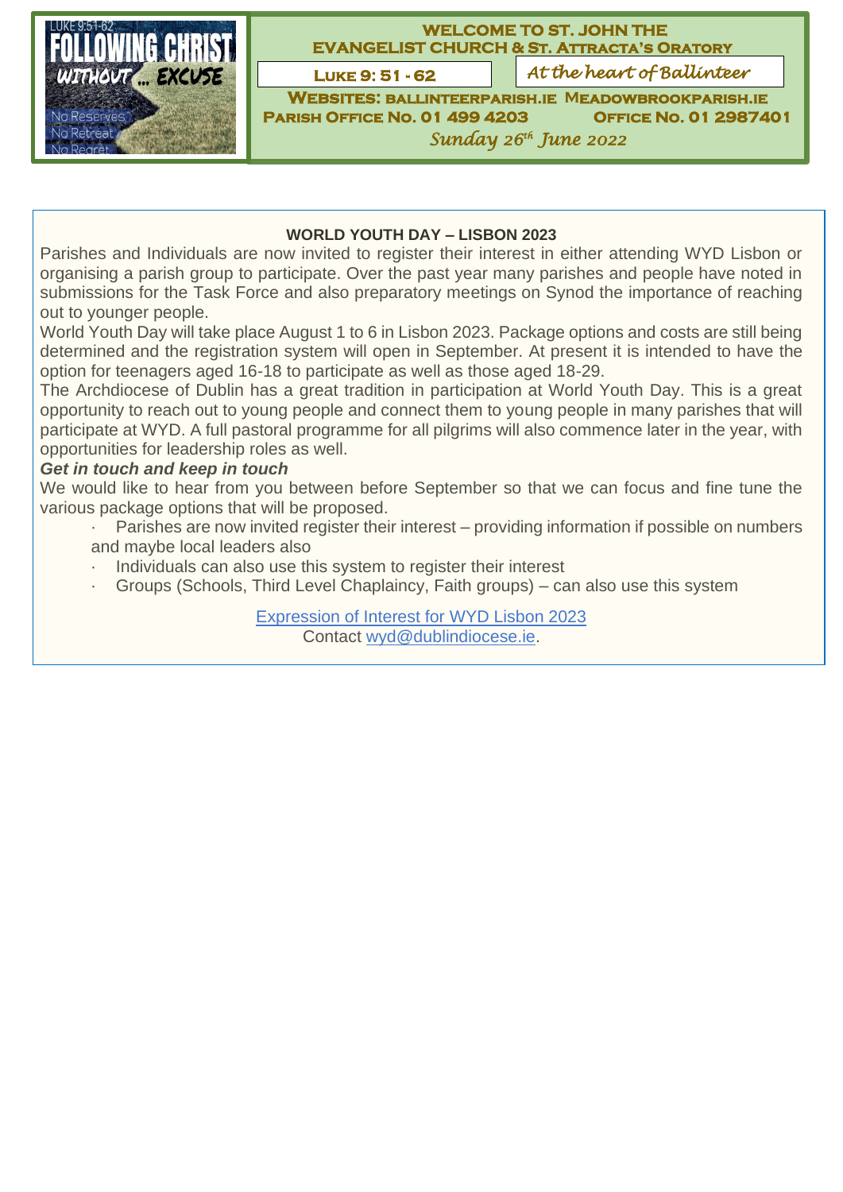**WELCOME TO ST. JOHN THE EVANGELIST CHURCH & ST. ATTRACTA'S ORATORY**

**LUKE 9: 51 - 62**

*At the heart of Ballinteer*

**WEBSITES: BALLINTEERPARISH.IE MEADOWBROOKPARISH.IE**

**PARISH OFFICE NO. 01 499 4203 OFFICE NO. 01 2987401**

*Sunday 26th June 2022*

## WORLD YOUTH DAY – LISBON 2023

Parishes and Individuals are now invited to register their interest in either attending WYD Lisbon or organising a parish group to participate. Over the past year many parishes and people have noted in submissions for the Task Force and also preparatory meetings on Synod the importance of reaching out to younger people.

World Youth Day will take place August 1 to 6 in Lisbon 2023. Package options and costs are still being determined and the registration system will open in September. At present it is intended to have the option for teenagers aged 16-18 to participate as well as those aged 18-29.

The Archdiocese of Dublin has a great tradition in participation at World Youth Day. This is a great opportunity to reach out to young people and connect them to young people in many parishes that will participate at WYD. A full pastoral programme for all pilgrims will also commence later in the year, with opportunities for leadership roles as well.

***Get in touch and keep in touch***

We would like to hear from you between before September so that we can focus and fine tune the various package options that will be proposed.

- Parishes are now invited register their interest – providing information if possible on numbers and maybe local leaders also
- Individuals can also use this system to register their interest
- Groups (Schools, Third Level Chaplaincy, Faith groups) – can also use this system

Expression of Interest for WYD Lisbon 2023

Contact wyd@dublindiocese.ie.